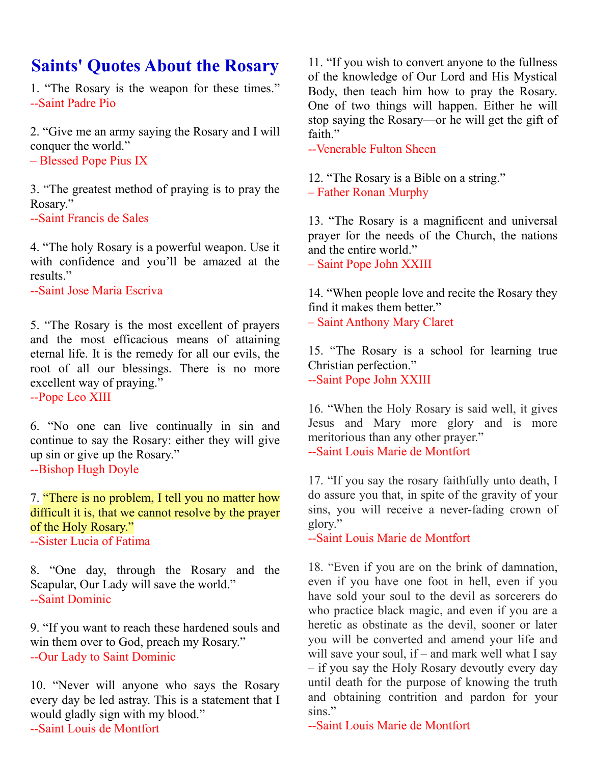# Saints' Quotes About the Rosary

1. "The Rosary is the weapon for these times."
--Saint Padre Pio

2. "Give me an army saying the Rosary and I will conquer the world."
– Blessed Pope Pius IX

3. "The greatest method of praying is to pray the Rosary."
--Saint Francis de Sales

4. "The holy Rosary is a powerful weapon. Use it with confidence and you'll be amazed at the results."
--Saint Jose Maria Escriva

5. "The Rosary is the most excellent of prayers and the most efficacious means of attaining eternal life. It is the remedy for all our evils, the root of all our blessings. There is no more excellent way of praying."
--Pope Leo XIII

6. "No one can live continually in sin and continue to say the Rosary: either they will give up sin or give up the Rosary."
--Bishop Hugh Doyle

7. "There is no problem, I tell you no matter how difficult it is, that we cannot resolve by the prayer of the Holy Rosary."
--Sister Lucia of Fatima

8. "One day, through the Rosary and the Scapular, Our Lady will save the world."
--Saint Dominic

9. "If you want to reach these hardened souls and win them over to God, preach my Rosary."
--Our Lady to Saint Dominic

10. "Never will anyone who says the Rosary every day be led astray. This is a statement that I would gladly sign with my blood."
--Saint Louis de Montfort

11. "If you wish to convert anyone to the fullness of the knowledge of Our Lord and His Mystical Body, then teach him how to pray the Rosary. One of two things will happen. Either he will stop saying the Rosary—or he will get the gift of faith."
--Venerable Fulton Sheen

12. "The Rosary is a Bible on a string."
– Father Ronan Murphy

13. "The Rosary is a magnificent and universal prayer for the needs of the Church, the nations and the entire world."
– Saint Pope John XXIII

14. "When people love and recite the Rosary they find it makes them better."
– Saint Anthony Mary Claret

15. "The Rosary is a school for learning true Christian perfection."
--Saint Pope John XXIII

16. "When the Holy Rosary is said well, it gives Jesus and Mary more glory and is more meritorious than any other prayer."
--Saint Louis Marie de Montfort

17. "If you say the rosary faithfully unto death, I do assure you that, in spite of the gravity of your sins, you will receive a never-fading crown of glory."
--Saint Louis Marie de Montfort

18. "Even if you are on the brink of damnation, even if you have one foot in hell, even if you have sold your soul to the devil as sorcerers do who practice black magic, and even if you are a heretic as obstinate as the devil, sooner or later you will be converted and amend your life and will save your soul, if – and mark well what I say – if you say the Holy Rosary devoutly every day until death for the purpose of knowing the truth and obtaining contrition and pardon for your sins."
--Saint Louis Marie de Montfort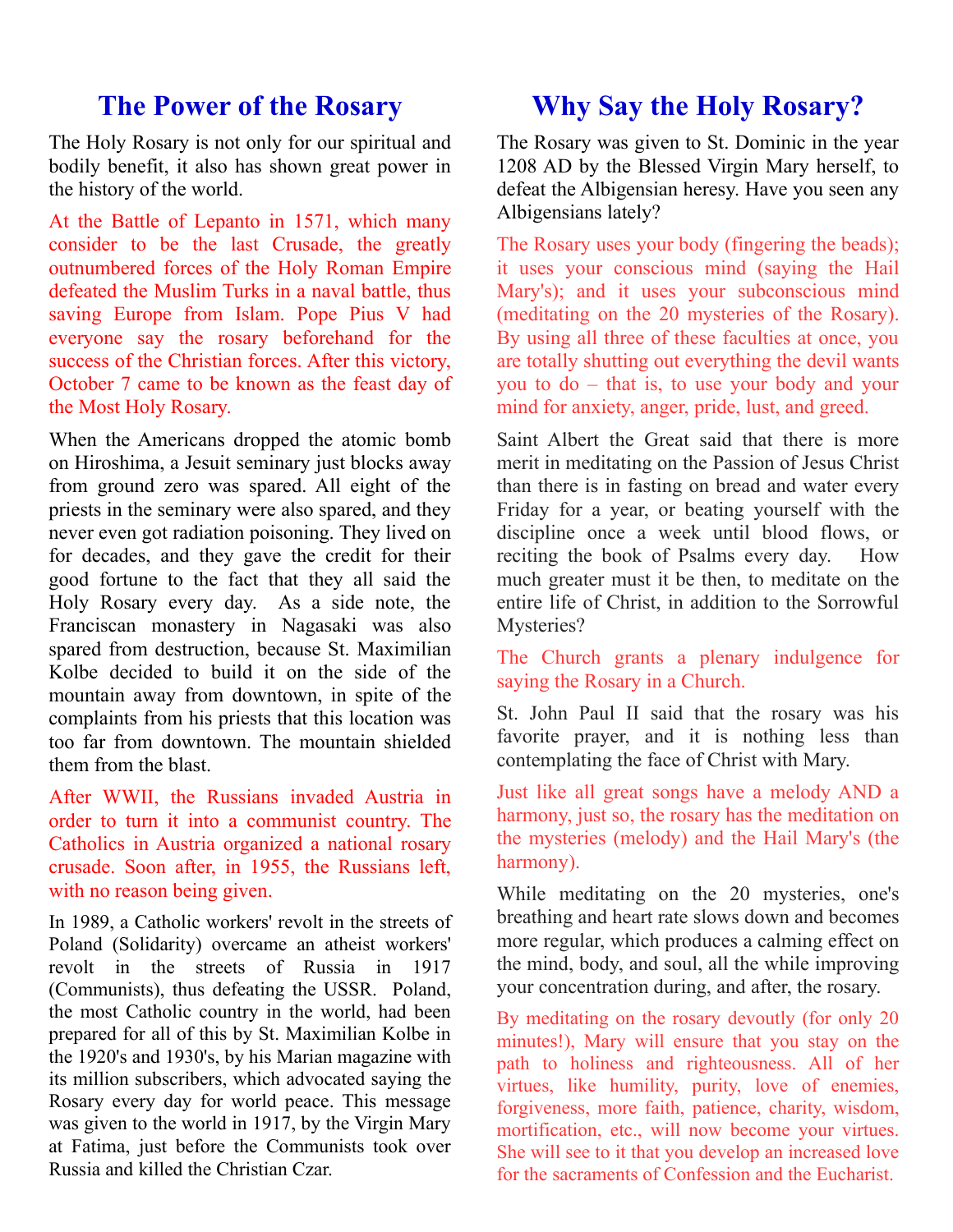## The Power of the Rosary

The Holy Rosary is not only for our spiritual and bodily benefit, it also has shown great power in the history of the world.

At the Battle of Lepanto in 1571, which many consider to be the last Crusade, the greatly outnumbered forces of the Holy Roman Empire defeated the Muslim Turks in a naval battle, thus saving Europe from Islam. Pope Pius V had everyone say the rosary beforehand for the success of the Christian forces. After this victory, October 7 came to be known as the feast day of the Most Holy Rosary.

When the Americans dropped the atomic bomb on Hiroshima, a Jesuit seminary just blocks away from ground zero was spared. All eight of the priests in the seminary were also spared, and they never even got radiation poisoning. They lived on for decades, and they gave the credit for their good fortune to the fact that they all said the Holy Rosary every day. As a side note, the Franciscan monastery in Nagasaki was also spared from destruction, because St. Maximilian Kolbe decided to build it on the side of the mountain away from downtown, in spite of the complaints from his priests that this location was too far from downtown. The mountain shielded them from the blast.

After WWII, the Russians invaded Austria in order to turn it into a communist country. The Catholics in Austria organized a national rosary crusade. Soon after, in 1955, the Russians left, with no reason being given.

In 1989, a Catholic workers' revolt in the streets of Poland (Solidarity) overcame an atheist workers' revolt in the streets of Russia in 1917 (Communists), thus defeating the USSR. Poland, the most Catholic country in the world, had been prepared for all of this by St. Maximilian Kolbe in the 1920's and 1930's, by his Marian magazine with its million subscribers, which advocated saying the Rosary every day for world peace. This message was given to the world in 1917, by the Virgin Mary at Fatima, just before the Communists took over Russia and killed the Christian Czar.

## Why Say the Holy Rosary?

The Rosary was given to St. Dominic in the year 1208 AD by the Blessed Virgin Mary herself, to defeat the Albigensian heresy. Have you seen any Albigensians lately?

The Rosary uses your body (fingering the beads); it uses your conscious mind (saying the Hail Mary's); and it uses your subconscious mind (meditating on the 20 mysteries of the Rosary). By using all three of these faculties at once, you are totally shutting out everything the devil wants you to do – that is, to use your body and your mind for anxiety, anger, pride, lust, and greed.

Saint Albert the Great said that there is more merit in meditating on the Passion of Jesus Christ than there is in fasting on bread and water every Friday for a year, or beating yourself with the discipline once a week until blood flows, or reciting the book of Psalms every day. How much greater must it be then, to meditate on the entire life of Christ, in addition to the Sorrowful Mysteries?

The Church grants a plenary indulgence for saying the Rosary in a Church.

St. John Paul II said that the rosary was his favorite prayer, and it is nothing less than contemplating the face of Christ with Mary.

Just like all great songs have a melody AND a harmony, just so, the rosary has the meditation on the mysteries (melody) and the Hail Mary's (the harmony).

While meditating on the 20 mysteries, one's breathing and heart rate slows down and becomes more regular, which produces a calming effect on the mind, body, and soul, all the while improving your concentration during, and after, the rosary.

By meditating on the rosary devoutly (for only 20 minutes!), Mary will ensure that you stay on the path to holiness and righteousness. All of her virtues, like humility, purity, love of enemies, forgiveness, more faith, patience, charity, wisdom, mortification, etc., will now become your virtues. She will see to it that you develop an increased love for the sacraments of Confession and the Eucharist.